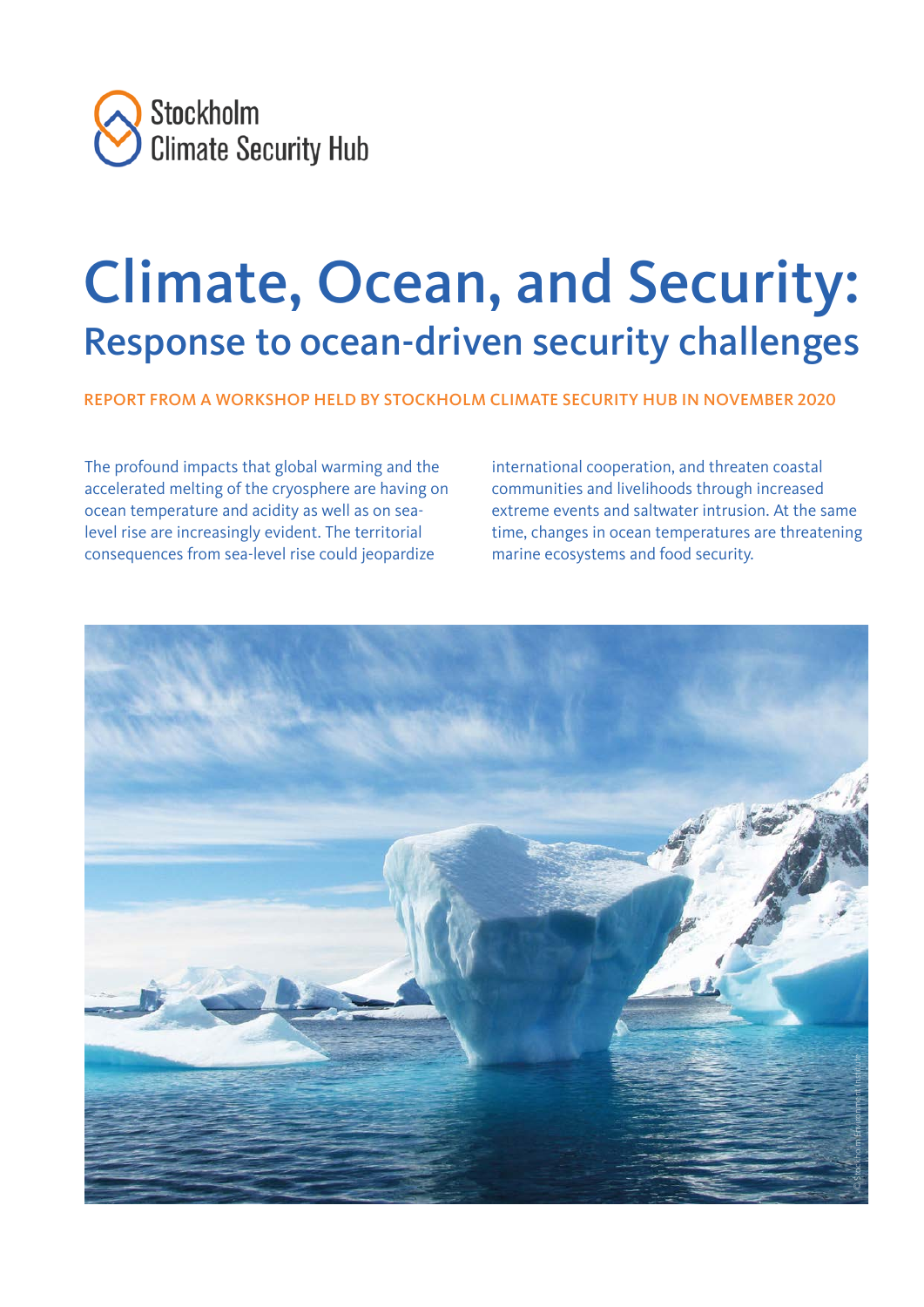Stockholm Climate Security Hub

# Climate, Ocean, and Security:

## Response to ocean-driven security challenges

REPORT FROM A WORKSHOP HELD BY STOCKHOLM CLIMATE SECURITY HUB IN NOVEMBER 2020

The profound impacts that global warming and the accelerated melting of the cryosphere are having on ocean temperature and acidity as well as on sea-level rise are increasingly evident. The territorial consequences from sea-level rise could jeopardize international cooperation, and threaten coastal communities and livelihoods through increased extreme events and saltwater intrusion. At the same time, changes in ocean temperatures are threatening marine ecosystems and food security.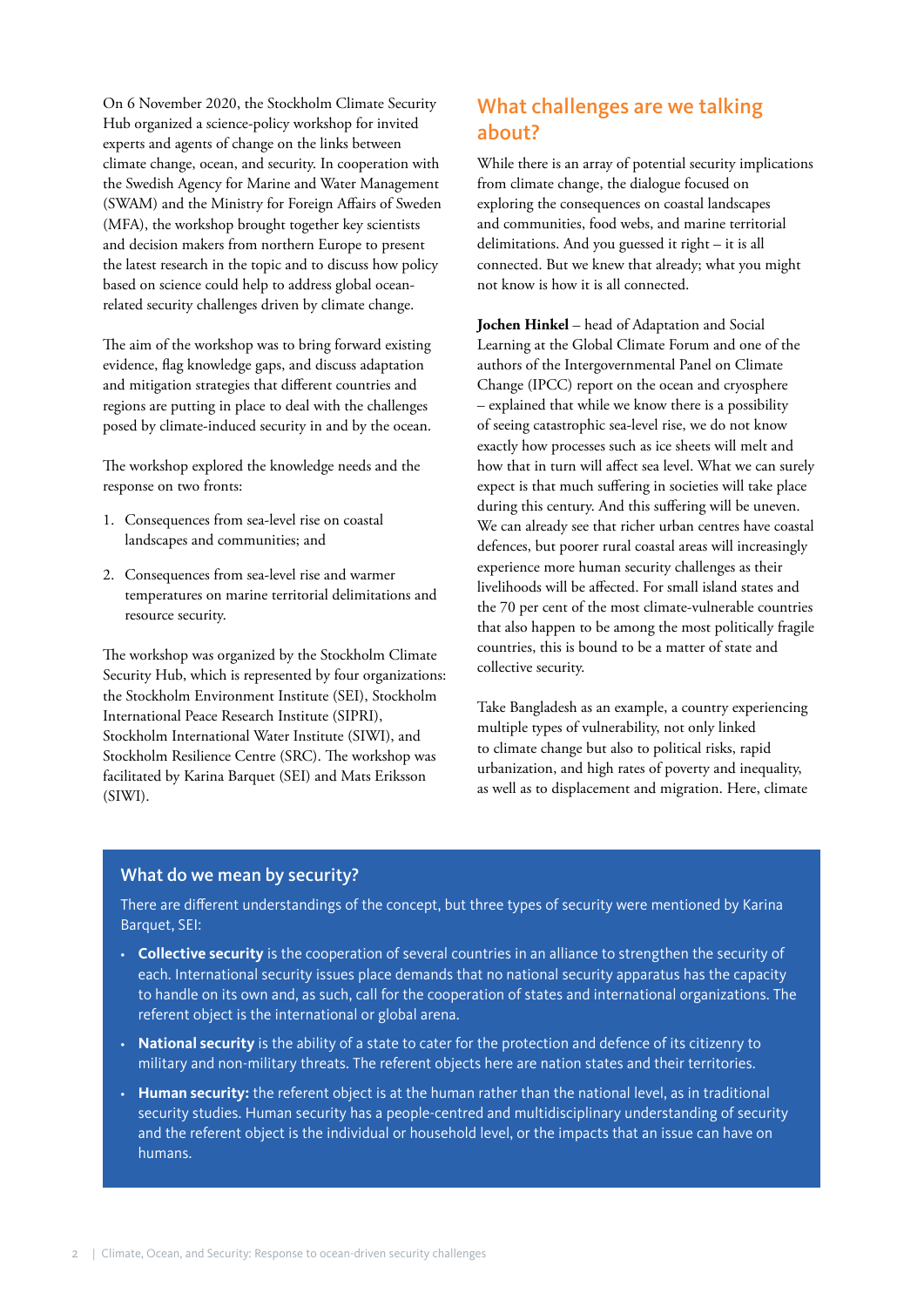On 6 November 2020, the Stockholm Climate Security Hub organized a science-policy workshop for invited experts and agents of change on the links between climate change, ocean, and security. In cooperation with the Swedish Agency for Marine and Water Management (SWAM) and the Ministry for Foreign Affairs of Sweden (MFA), the workshop brought together key scientists and decision makers from northern Europe to present the latest research in the topic and to discuss how policy based on science could help to address global ocean-related security challenges driven by climate change.

The aim of the workshop was to bring forward existing evidence, flag knowledge gaps, and discuss adaptation and mitigation strategies that different countries and regions are putting in place to deal with the challenges posed by climate-induced security in and by the ocean.

The workshop explored the knowledge needs and the response on two fronts:

1. Consequences from sea-level rise on coastal landscapes and communities; and
2. Consequences from sea-level rise and warmer temperatures on marine territorial delimitations and resource security.

The workshop was organized by the Stockholm Climate Security Hub, which is represented by four organizations: the Stockholm Environment Institute (SEI), Stockholm International Peace Research Institute (SIPRI), Stockholm International Water Institute (SIWI), and Stockholm Resilience Centre (SRC). The workshop was facilitated by Karina Barquet (SEI) and Mats Eriksson (SIWI).

## What challenges are we talking about?

While there is an array of potential security implications from climate change, the dialogue focused on exploring the consequences on coastal landscapes and communities, food webs, and marine territorial delimitations. And you guessed it right – it is all connected. But we knew that already; what you might not know is how it is all connected.

**Jochen Hinkel** – head of Adaptation and Social Learning at the Global Climate Forum and one of the authors of the Intergovernmental Panel on Climate Change (IPCC) report on the ocean and cryosphere – explained that while we know there is a possibility of seeing catastrophic sea-level rise, we do not know exactly how processes such as ice sheets will melt and how that in turn will affect sea level. What we can surely expect is that much suffering in societies will take place during this century. And this suffering will be uneven. We can already see that richer urban centres have coastal defences, but poorer rural coastal areas will increasingly experience more human security challenges as their livelihoods will be affected. For small island states and the 70 per cent of the most climate-vulnerable countries that also happen to be among the most politically fragile countries, this is bound to be a matter of state and collective security.

Take Bangladesh as an example, a country experiencing multiple types of vulnerability, not only linked to climate change but also to political risks, rapid urbanization, and high rates of poverty and inequality, as well as to displacement and migration. Here, climate

### What do we mean by security?

There are different understandings of the concept, but three types of security were mentioned by Karina Barquet, SEI:

- **Collective security** is the cooperation of several countries in an alliance to strengthen the security of each. International security issues place demands that no national security apparatus has the capacity to handle on its own and, as such, call for the cooperation of states and international organizations. The referent object is the international or global arena.
- **National security** is the ability of a state to cater for the protection and defence of its citizenry to military and non-military threats. The referent objects here are nation states and their territories.
- **Human security:** the referent object is at the human rather than the national level, as in traditional security studies. Human security has a people-centred and multidisciplinary understanding of security and the referent object is the individual or household level, or the impacts that an issue can have on humans.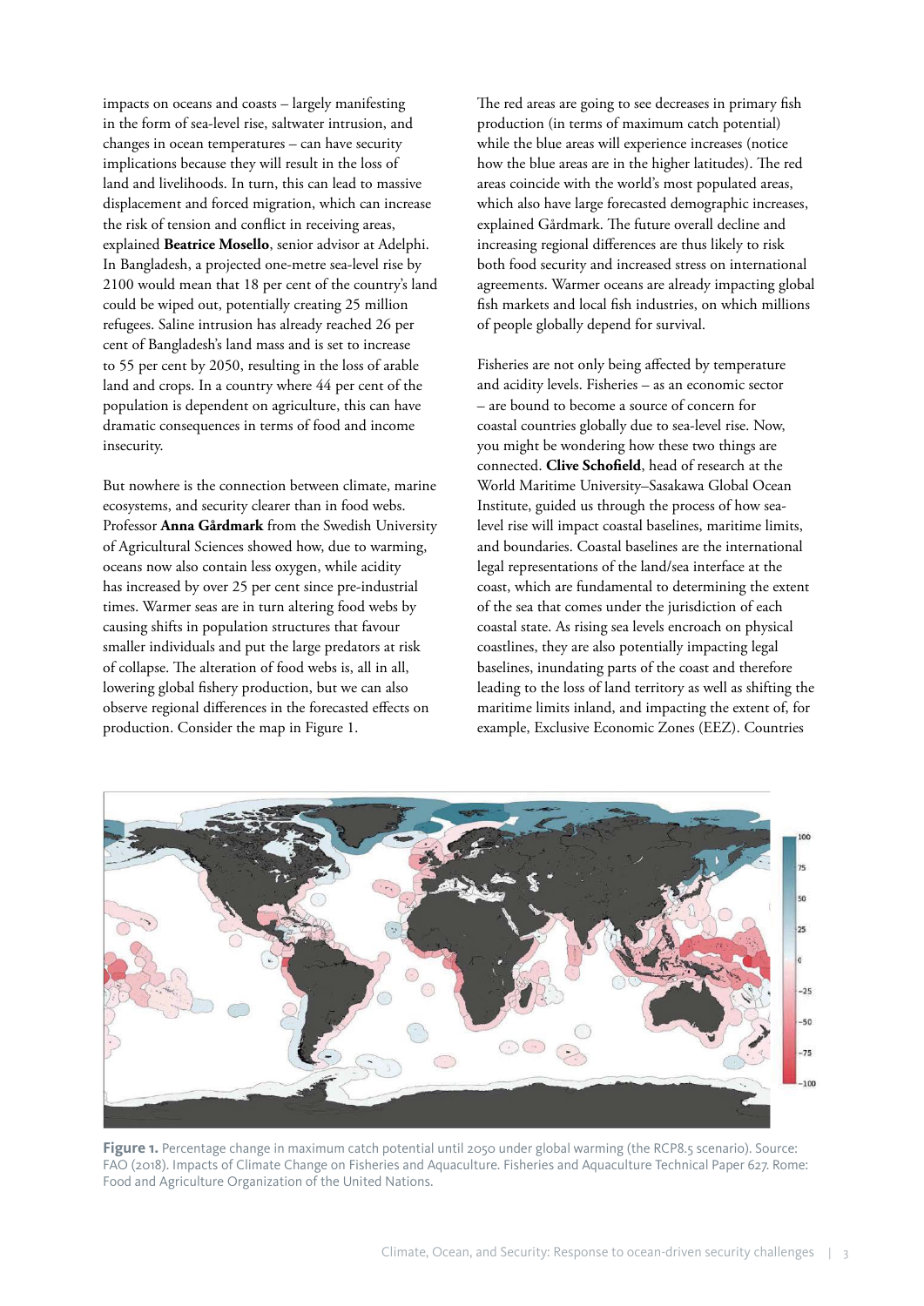impacts on oceans and coasts – largely manifesting in the form of sea-level rise, saltwater intrusion, and changes in ocean temperatures – can have security implications because they will result in the loss of land and livelihoods. In turn, this can lead to massive displacement and forced migration, which can increase the risk of tension and conflict in receiving areas, explained **Beatrice Mosello**, senior advisor at Adelphi. In Bangladesh, a projected one-metre sea-level rise by 2100 would mean that 18 per cent of the country's land could be wiped out, potentially creating 25 million refugees. Saline intrusion has already reached 26 per cent of Bangladesh's land mass and is set to increase to 55 per cent by 2050, resulting in the loss of arable land and crops. In a country where 44 per cent of the population is dependent on agriculture, this can have dramatic consequences in terms of food and income insecurity.

But nowhere is the connection between climate, marine ecosystems, and security clearer than in food webs. Professor **Anna Gårdmark** from the Swedish University of Agricultural Sciences showed how, due to warming, oceans now also contain less oxygen, while acidity has increased by over 25 per cent since pre-industrial times. Warmer seas are in turn altering food webs by causing shifts in population structures that favour smaller individuals and put the large predators at risk of collapse. The alteration of food webs is, all in all, lowering global fishery production, but we can also observe regional differences in the forecasted effects on production. Consider the map in Figure 1.

The red areas are going to see decreases in primary fish production (in terms of maximum catch potential) while the blue areas will experience increases (notice how the blue areas are in the higher latitudes). The red areas coincide with the world's most populated areas, which also have large forecasted demographic increases, explained Gårdmark. The future overall decline and increasing regional differences are thus likely to risk both food security and increased stress on international agreements. Warmer oceans are already impacting global fish markets and local fish industries, on which millions of people globally depend for survival.

Fisheries are not only being affected by temperature and acidity levels. Fisheries – as an economic sector – are bound to become a source of concern for coastal countries globally due to sea-level rise. Now, you might be wondering how these two things are connected. **Clive Schofield**, head of research at the World Maritime University–Sasakawa Global Ocean Institute, guided us through the process of how sea-level rise will impact coastal baselines, maritime limits, and boundaries. Coastal baselines are the international legal representations of the land/sea interface at the coast, which are fundamental to determining the extent of the sea that comes under the jurisdiction of each coastal state. As rising sea levels encroach on physical coastlines, they are also potentially impacting legal baselines, inundating parts of the coast and therefore leading to the loss of land territory as well as shifting the maritime limits inland, and impacting the extent of, for example, Exclusive Economic Zones (EEZ). Countries

**Figure 1.** Percentage change in maximum catch potential until 2050 under global warming (the RCP8.5 scenario). Source: FAO (2018). Impacts of Climate Change on Fisheries and Aquaculture. Fisheries and Aquaculture Technical Paper 627. Rome: Food and Agriculture Organization of the United Nations.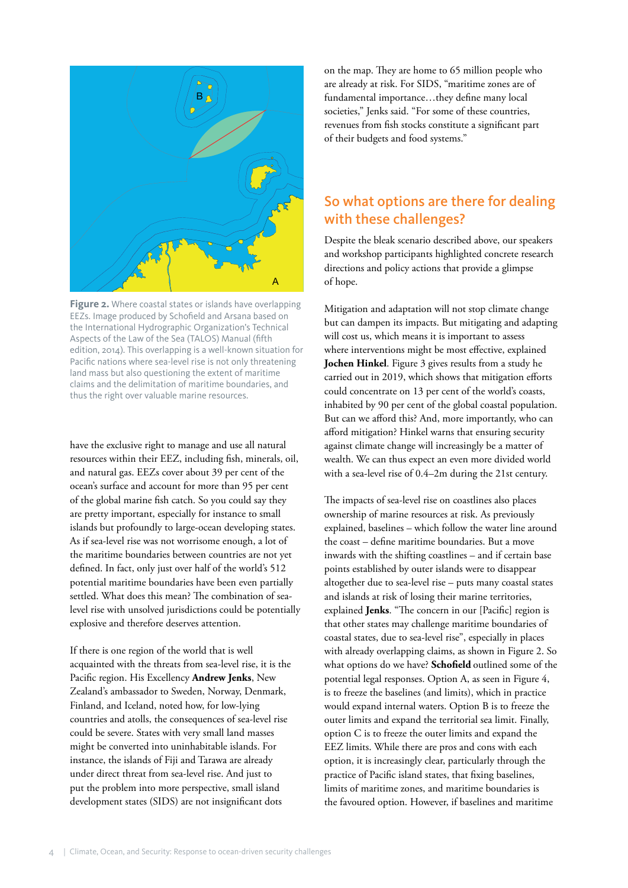**Figure 2.** Where coastal states or islands have overlapping EEZs. Image produced by Schofield and Arsana based on the International Hydrographic Organization's Technical Aspects of the Law of the Sea (TALOS) Manual (fifth edition, 2014). This overlapping is a well-known situation for Pacific nations where sea-level rise is not only threatening land mass but also questioning the extent of maritime claims and the delimitation of maritime boundaries, and thus the right over valuable marine resources.

have the exclusive right to manage and use all natural resources within their EEZ, including fish, minerals, oil, and natural gas. EEZs cover about 39 per cent of the ocean's surface and account for more than 95 per cent of the global marine fish catch. So you could say they are pretty important, especially for instance to small islands but profoundly to large-ocean developing states. As if sea-level rise was not worrisome enough, a lot of the maritime boundaries between countries are not yet defined. In fact, only just over half of the world's 512 potential maritime boundaries have been even partially settled. What does this mean? The combination of sea-level rise with unsolved jurisdictions could be potentially explosive and therefore deserves attention.

If there is one region of the world that is well acquainted with the threats from sea-level rise, it is the Pacific region. His Excellency **Andrew Jenks**, New Zealand's ambassador to Sweden, Norway, Denmark, Finland, and Iceland, noted how, for low-lying countries and atolls, the consequences of sea-level rise could be severe. States with very small land masses might be converted into uninhabitable islands. For instance, the islands of Fiji and Tarawa are already under direct threat from sea-level rise. And just to put the problem into more perspective, small island development states (SIDS) are not insignificant dots on the map. They are home to 65 million people who are already at risk. For SIDS, "maritime zones are of fundamental importance…they define many local societies," Jenks said. "For some of these countries, revenues from fish stocks constitute a significant part of their budgets and food systems."

## So what options are there for dealing with these challenges?

Despite the bleak scenario described above, our speakers and workshop participants highlighted concrete research directions and policy actions that provide a glimpse of hope.

Mitigation and adaptation will not stop climate change but can dampen its impacts. But mitigating and adapting will cost us, which means it is important to assess where interventions might be most effective, explained **Jochen Hinkel**. Figure 3 gives results from a study he carried out in 2019, which shows that mitigation efforts could concentrate on 13 per cent of the world's coasts, inhabited by 90 per cent of the global coastal population. But can we afford this? And, more importantly, who can afford mitigation? Hinkel warns that ensuring security against climate change will increasingly be a matter of wealth. We can thus expect an even more divided world with a sea-level rise of 0.4–2m during the 21st century.

The impacts of sea-level rise on coastlines also places ownership of marine resources at risk. As previously explained, baselines – which follow the water line around the coast – define maritime boundaries. But a move inwards with the shifting coastlines – and if certain base points established by outer islands were to disappear altogether due to sea-level rise – puts many coastal states and islands at risk of losing their marine territories, explained **Jenks**. "The concern in our [Pacific] region is that other states may challenge maritime boundaries of coastal states, due to sea-level rise", especially in places with already overlapping claims, as shown in Figure 2. So what options do we have? **Schofield** outlined some of the potential legal responses. Option A, as seen in Figure 4, is to freeze the baselines (and limits), which in practice would expand internal waters. Option B is to freeze the outer limits and expand the territorial sea limit. Finally, option C is to freeze the outer limits and expand the EEZ limits. While there are pros and cons with each option, it is increasingly clear, particularly through the practice of Pacific island states, that fixing baselines, limits of maritime zones, and maritime boundaries is the favoured option. However, if baselines and maritime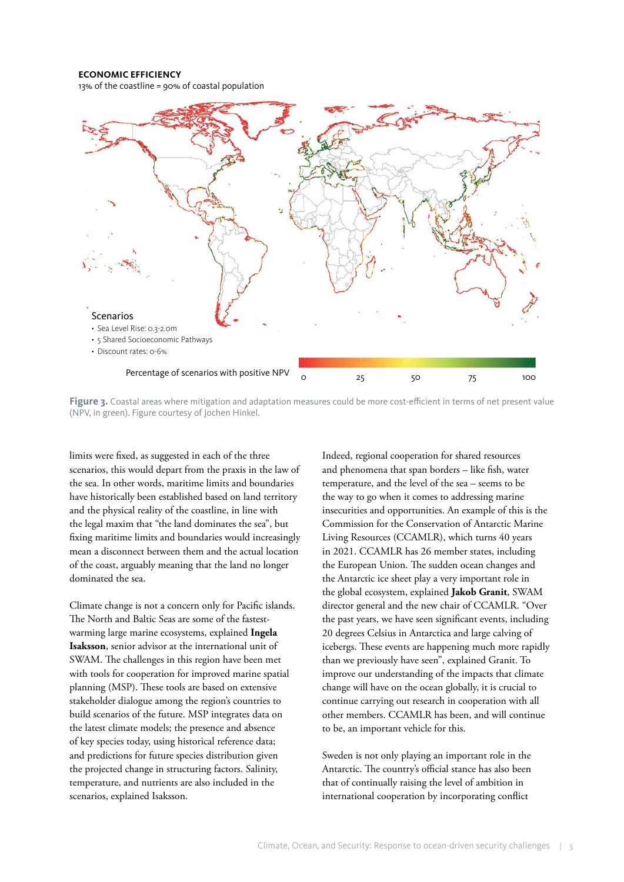**ECONOMIC EFFICIENCY**
13% of the coastline = 90% of coastal population

Scenarios
- Sea Level Rise: 0.3-2.0m
- 5 Shared Socioeconomic Pathways
- Discount rates: 0-6%

Percentage of scenarios with positive NPV: 0, 25, 50, 75, 100

**Figure 3.** Coastal areas where mitigation and adaptation measures could be more cost-efficient in terms of net present value (NPV, in green). Figure courtesy of Jochen Hinkel.

limits were fixed, as suggested in each of the three scenarios, this would depart from the praxis in the law of the sea. In other words, maritime limits and boundaries have historically been established based on land territory and the physical reality of the coastline, in line with the legal maxim that "the land dominates the sea", but fixing maritime limits and boundaries would increasingly mean a disconnect between them and the actual location of the coast, arguably meaning that the land no longer dominated the sea.

Climate change is not a concern only for Pacific islands. The North and Baltic Seas are some of the fastest-warming large marine ecosystems, explained **Ingela Isaksson**, senior advisor at the international unit of SWAM. The challenges in this region have been met with tools for cooperation for improved marine spatial planning (MSP). These tools are based on extensive stakeholder dialogue among the region's countries to build scenarios of the future. MSP integrates data on the latest climate models; the presence and absence of key species today, using historical reference data; and predictions for future species distribution given the projected change in structuring factors. Salinity, temperature, and nutrients are also included in the scenarios, explained Isaksson.

Indeed, regional cooperation for shared resources and phenomena that span borders – like fish, water temperature, and the level of the sea – seems to be the way to go when it comes to addressing marine insecurities and opportunities. An example of this is the Commission for the Conservation of Antarctic Marine Living Resources (CCAMLR), which turns 40 years in 2021. CCAMLR has 26 member states, including the European Union. The sudden ocean changes and the Antarctic ice sheet play a very important role in the global ecosystem, explained **Jakob Granit**, SWAM director general and the new chair of CCAMLR. "Over the past years, we have seen significant events, including 20 degrees Celsius in Antarctica and large calving of icebergs. These events are happening much more rapidly than we previously have seen", explained Granit. To improve our understanding of the impacts that climate change will have on the ocean globally, it is crucial to continue carrying out research in cooperation with all other members. CCAMLR has been, and will continue to be, an important vehicle for this.

Sweden is not only playing an important role in the Antarctic. The country's official stance has also been that of continually raising the level of ambition in international cooperation by incorporating conflict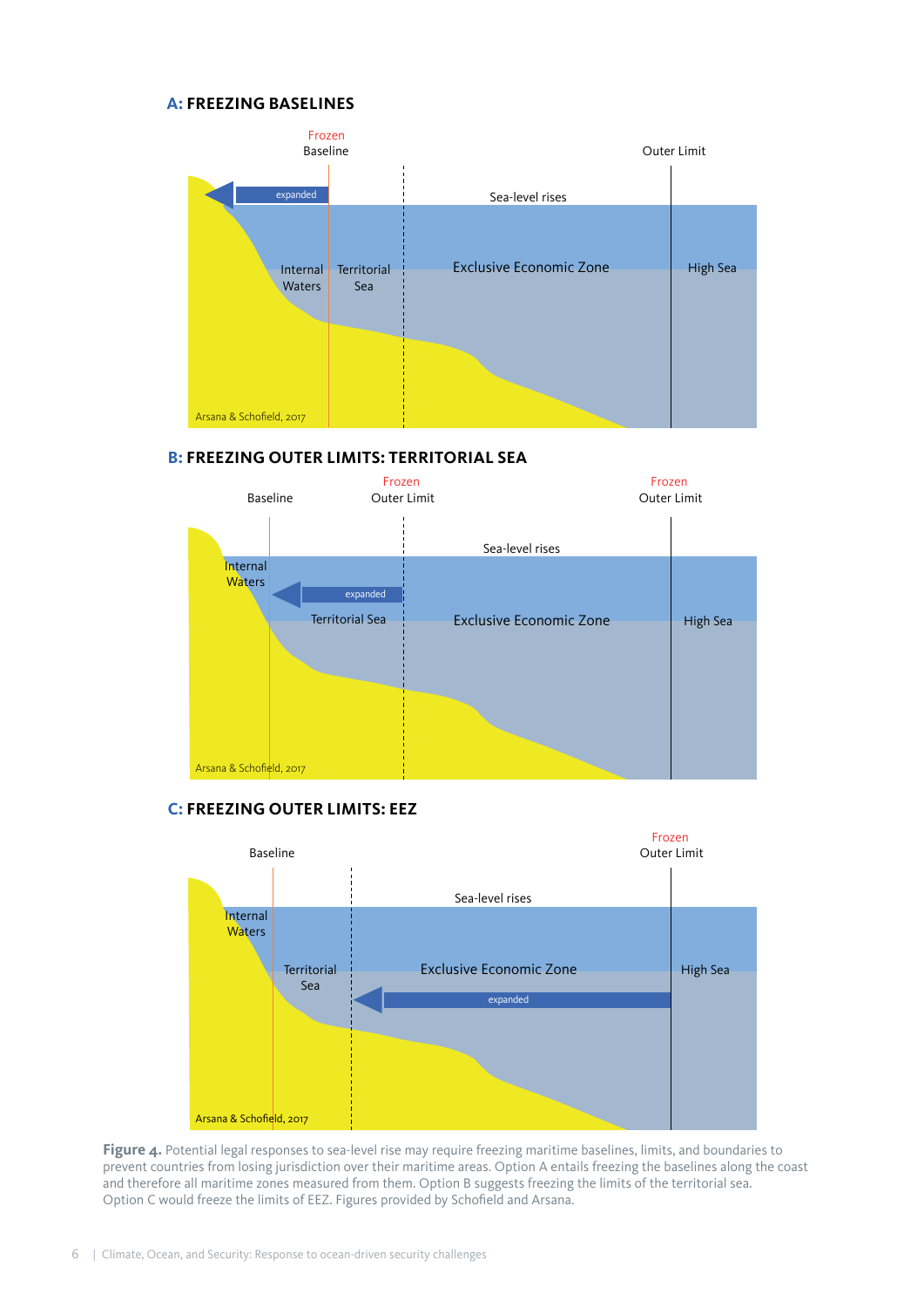### A: FREEZING BASELINES

Frozen Baseline

Outer Limit

expanded

Sea-level rises

Internal Waters

Territorial Sea

Exclusive Economic Zone

High Sea

Arsana & Schofield, 2017

### B: FREEZING OUTER LIMITS: TERRITORIAL SEA

Baseline

Frozen Outer Limit

Frozen Outer Limit

Sea-level rises

Internal Waters

expanded

Territorial Sea

Exclusive Economic Zone

High Sea

Arsana & Schofield, 2017

### C: FREEZING OUTER LIMITS: EEZ

Baseline

Frozen Outer Limit

Sea-level rises

Internal Waters

Territorial Sea

Exclusive Economic Zone

High Sea

expanded

Arsana & Schofield, 2017

**Figure 4.** Potential legal responses to sea-level rise may require freezing maritime baselines, limits, and boundaries to prevent countries from losing jurisdiction over their maritime areas. Option A entails freezing the baselines along the coast and therefore all maritime zones measured from them. Option B suggests freezing the limits of the territorial sea. Option C would freeze the limits of EEZ. Figures provided by Schofield and Arsana.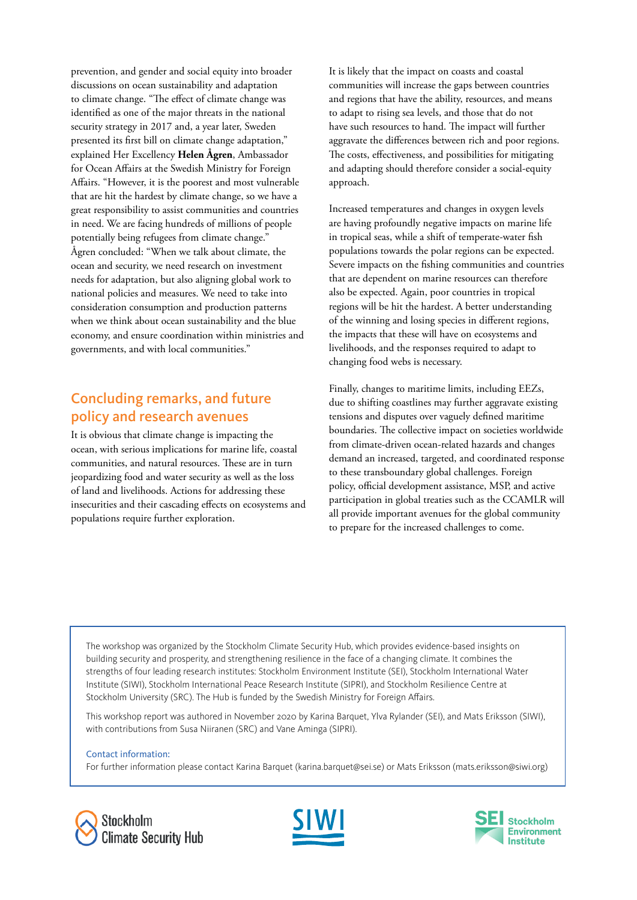prevention, and gender and social equity into broader discussions on ocean sustainability and adaptation to climate change. "The effect of climate change was identified as one of the major threats in the national security strategy in 2017 and, a year later, Sweden presented its first bill on climate change adaptation," explained Her Excellency **Helen Ågren**, Ambassador for Ocean Affairs at the Swedish Ministry for Foreign Affairs. "However, it is the poorest and most vulnerable that are hit the hardest by climate change, so we have a great responsibility to assist communities and countries in need. We are facing hundreds of millions of people potentially being refugees from climate change." Ågren concluded: "When we talk about climate, the ocean and security, we need research on investment needs for adaptation, but also aligning global work to national policies and measures. We need to take into consideration consumption and production patterns when we think about ocean sustainability and the blue economy, and ensure coordination within ministries and governments, and with local communities."

## Concluding remarks, and future policy and research avenues

It is obvious that climate change is impacting the ocean, with serious implications for marine life, coastal communities, and natural resources. These are in turn jeopardizing food and water security as well as the loss of land and livelihoods. Actions for addressing these insecurities and their cascading effects on ecosystems and populations require further exploration.

It is likely that the impact on coasts and coastal communities will increase the gaps between countries and regions that have the ability, resources, and means to adapt to rising sea levels, and those that do not have such resources to hand. The impact will further aggravate the differences between rich and poor regions. The costs, effectiveness, and possibilities for mitigating and adapting should therefore consider a social-equity approach.

Increased temperatures and changes in oxygen levels are having profoundly negative impacts on marine life in tropical seas, while a shift of temperate-water fish populations towards the polar regions can be expected. Severe impacts on the fishing communities and countries that are dependent on marine resources can therefore also be expected. Again, poor countries in tropical regions will be hit the hardest. A better understanding of the winning and losing species in different regions, the impacts that these will have on ecosystems and livelihoods, and the responses required to adapt to changing food webs is necessary.

Finally, changes to maritime limits, including EEZs, due to shifting coastlines may further aggravate existing tensions and disputes over vaguely defined maritime boundaries. The collective impact on societies worldwide from climate-driven ocean-related hazards and changes demand an increased, targeted, and coordinated response to these transboundary global challenges. Foreign policy, official development assistance, MSP, and active participation in global treaties such as the CCAMLR will all provide important avenues for the global community to prepare for the increased challenges to come.

---

The workshop was organized by the Stockholm Climate Security Hub, which provides evidence-based insights on building security and prosperity, and strengthening resilience in the face of a changing climate. It combines the strengths of four leading research institutes: Stockholm Environment Institute (SEI), Stockholm International Water Institute (SIWI), Stockholm International Peace Research Institute (SIPRI), and Stockholm Resilience Centre at Stockholm University (SRC). The Hub is funded by the Swedish Ministry for Foreign Affairs.

This workshop report was authored in November 2020 by Karina Barquet, Ylva Rylander (SEI), and Mats Eriksson (SIWI), with contributions from Susa Niiranen (SRC) and Vane Aminga (SIPRI).

Contact information:
For further information please contact Karina Barquet (karina.barquet@sei.se) or Mats Eriksson (mats.eriksson@siwi.org)

Stockholm Climate Security Hub

SIWI

SEI Stockholm Environment Institute